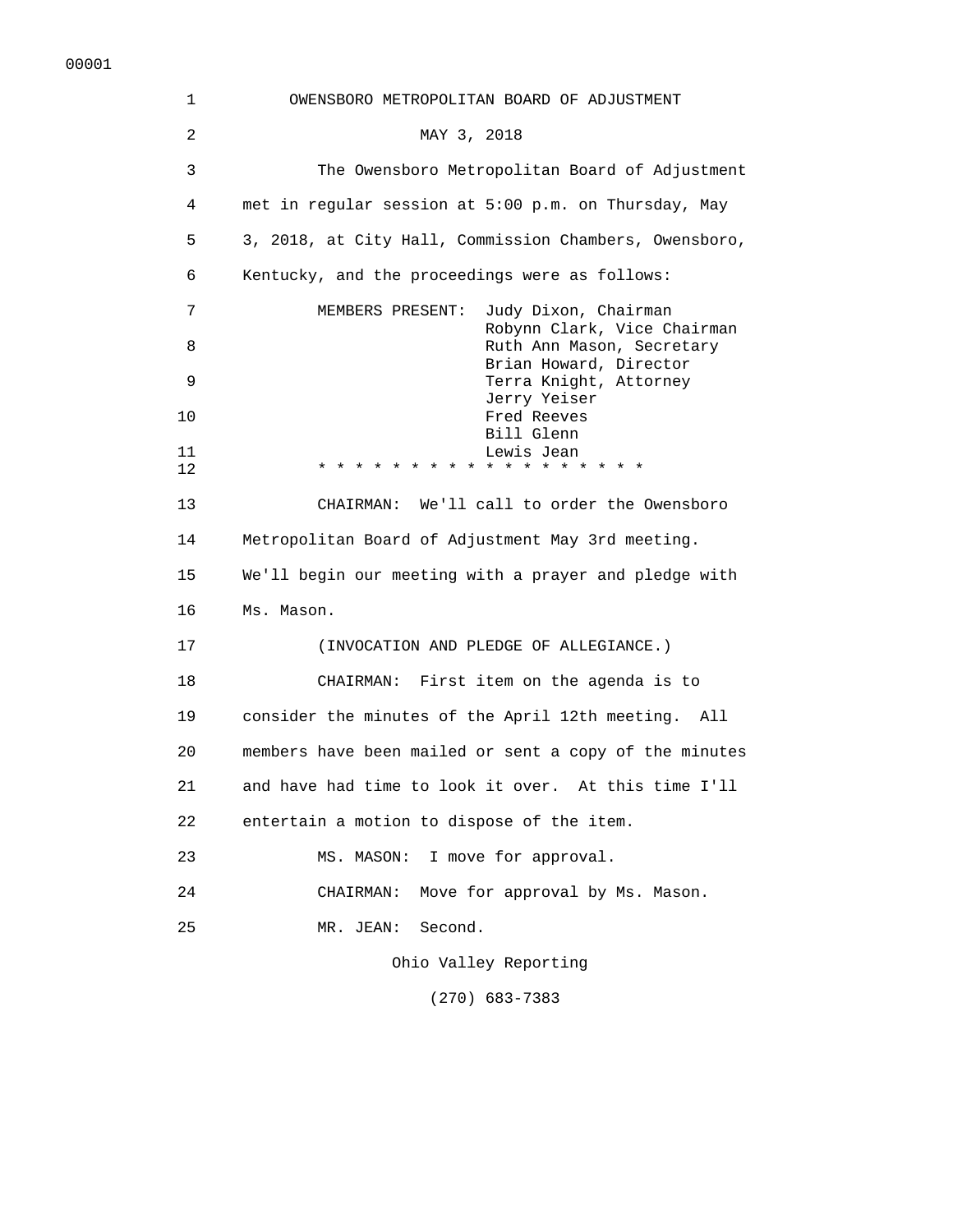# OWENSBORO METROPOLITAN BOARD OF ADJUSTMENT

MAY 3, 2018

The Owensboro Metropolitan Board of Adjustment met in regular session at 5:00 p.m. on Thursday, May 3, 2018, at City Hall, Commission Chambers, Owensboro, Kentucky, and the proceedings were as follows:

MEMBERS PRESENT:
- Judy Dixon, Chairman
- Robynn Clark, Vice Chairman
- Ruth Ann Mason, Secretary
- Brian Howard, Director
- Terra Knight, Attorney
- Jerry Yeiser
- Fred Reeves
- Bill Glenn
- Lewis Jean

* * * * * * * * * * * * * * * * * *

CHAIRMAN: We'll call to order the Owensboro Metropolitan Board of Adjustment May 3rd meeting. We'll begin our meeting with a prayer and pledge with Ms. Mason.

(INVOCATION AND PLEDGE OF ALLEGIANCE.)

CHAIRMAN: First item on the agenda is to consider the minutes of the April 12th meeting. All members have been mailed or sent a copy of the minutes and have had time to look it over. At this time I'll entertain a motion to dispose of the item.

MS. MASON: I move for approval.

CHAIRMAN: Move for approval by Ms. Mason.

MR. JEAN: Second.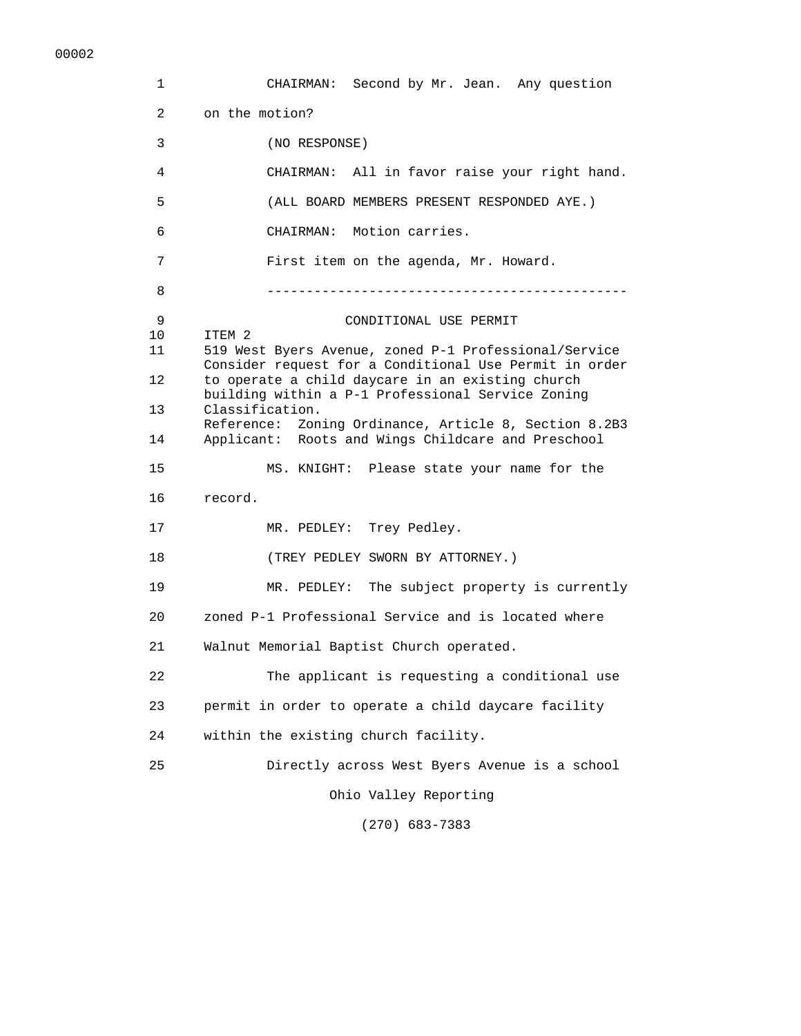CHAIRMAN: Second by Mr. Jean. Any question on the motion?

(NO RESPONSE)

CHAIRMAN: All in favor raise your right hand.

(ALL BOARD MEMBERS PRESENT RESPONDED AYE.)

CHAIRMAN: Motion carries.

First item on the agenda, Mr. Howard.

---

CONDITIONAL USE PERMIT

ITEM 2

519 West Byers Avenue, zoned P-1 Professional/Service

Consider request for a Conditional Use Permit in order to operate a child daycare in an existing church building within a P-1 Professional Service Zoning Classification.

Reference: Zoning Ordinance, Article 8, Section 8.2B3

Applicant: Roots and Wings Childcare and Preschool

MS. KNIGHT: Please state your name for the record.

MR. PEDLEY: Trey Pedley.

(TREY PEDLEY SWORN BY ATTORNEY.)

MR. PEDLEY: The subject property is currently zoned P-1 Professional Service and is located where Walnut Memorial Baptist Church operated.

The applicant is requesting a conditional use permit in order to operate a child daycare facility within the existing church facility.

Directly across West Byers Avenue is a school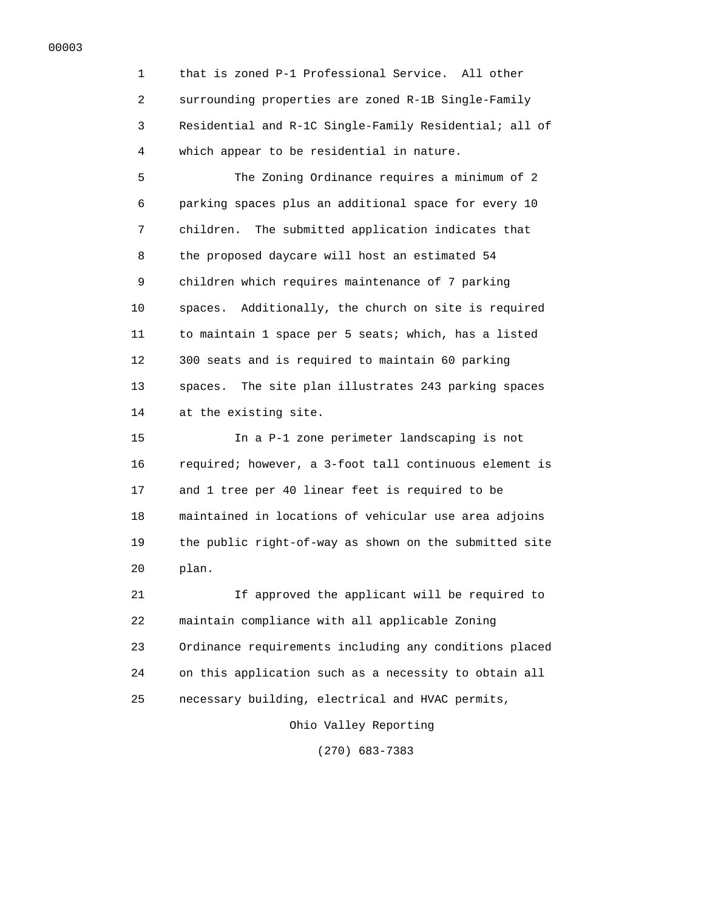that is zoned P-1 Professional Service. All other surrounding properties are zoned R-1B Single-Family Residential and R-1C Single-Family Residential; all of which appear to be residential in nature.

The Zoning Ordinance requires a minimum of 2 parking spaces plus an additional space for every 10 children. The submitted application indicates that the proposed daycare will host an estimated 54 children which requires maintenance of 7 parking spaces. Additionally, the church on site is required to maintain 1 space per 5 seats; which, has a listed 300 seats and is required to maintain 60 parking spaces. The site plan illustrates 243 parking spaces at the existing site.

In a P-1 zone perimeter landscaping is not required; however, a 3-foot tall continuous element is and 1 tree per 40 linear feet is required to be maintained in locations of vehicular use area adjoins the public right-of-way as shown on the submitted site plan.

If approved the applicant will be required to maintain compliance with all applicable Zoning Ordinance requirements including any conditions placed on this application such as a necessity to obtain all necessary building, electrical and HVAC permits,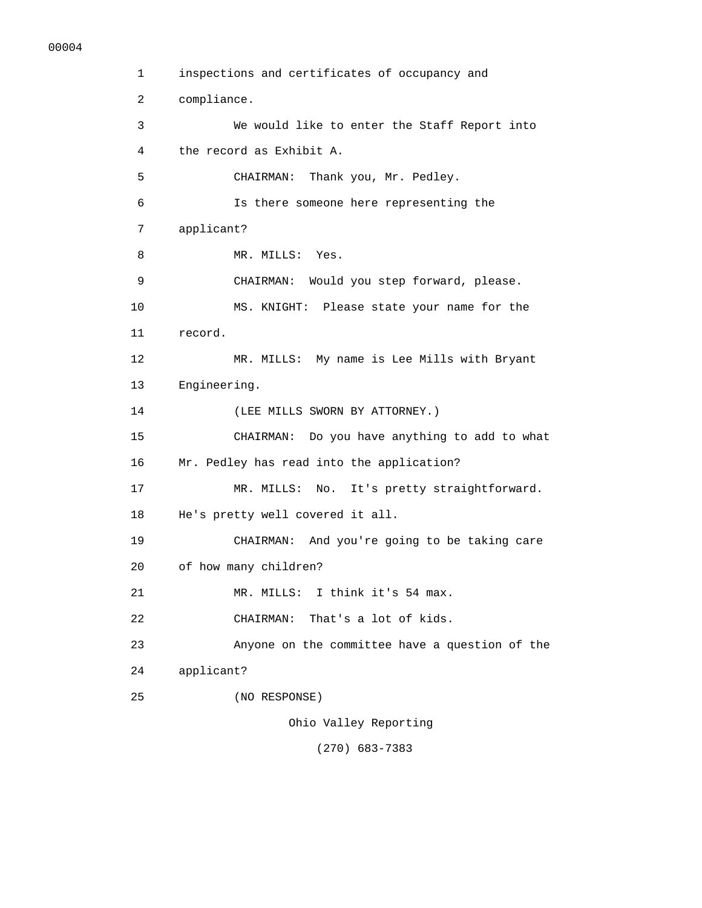inspections and certificates of occupancy and
compliance.

We would like to enter the Staff Report into
the record as Exhibit A.

CHAIRMAN: Thank you, Mr. Pedley.

Is there someone here representing the
applicant?

MR. MILLS: Yes.

CHAIRMAN: Would you step forward, please.

MS. KNIGHT: Please state your name for the
record.

MR. MILLS: My name is Lee Mills with Bryant
Engineering.

(LEE MILLS SWORN BY ATTORNEY.)

CHAIRMAN: Do you have anything to add to what
Mr. Pedley has read into the application?

MR. MILLS: No. It's pretty straightforward.
He's pretty well covered it all.

CHAIRMAN: And you're going to be taking care
of how many children?

MR. MILLS: I think it's 54 max.

CHAIRMAN: That's a lot of kids.

Anyone on the committee have a question of the
applicant?

(NO RESPONSE)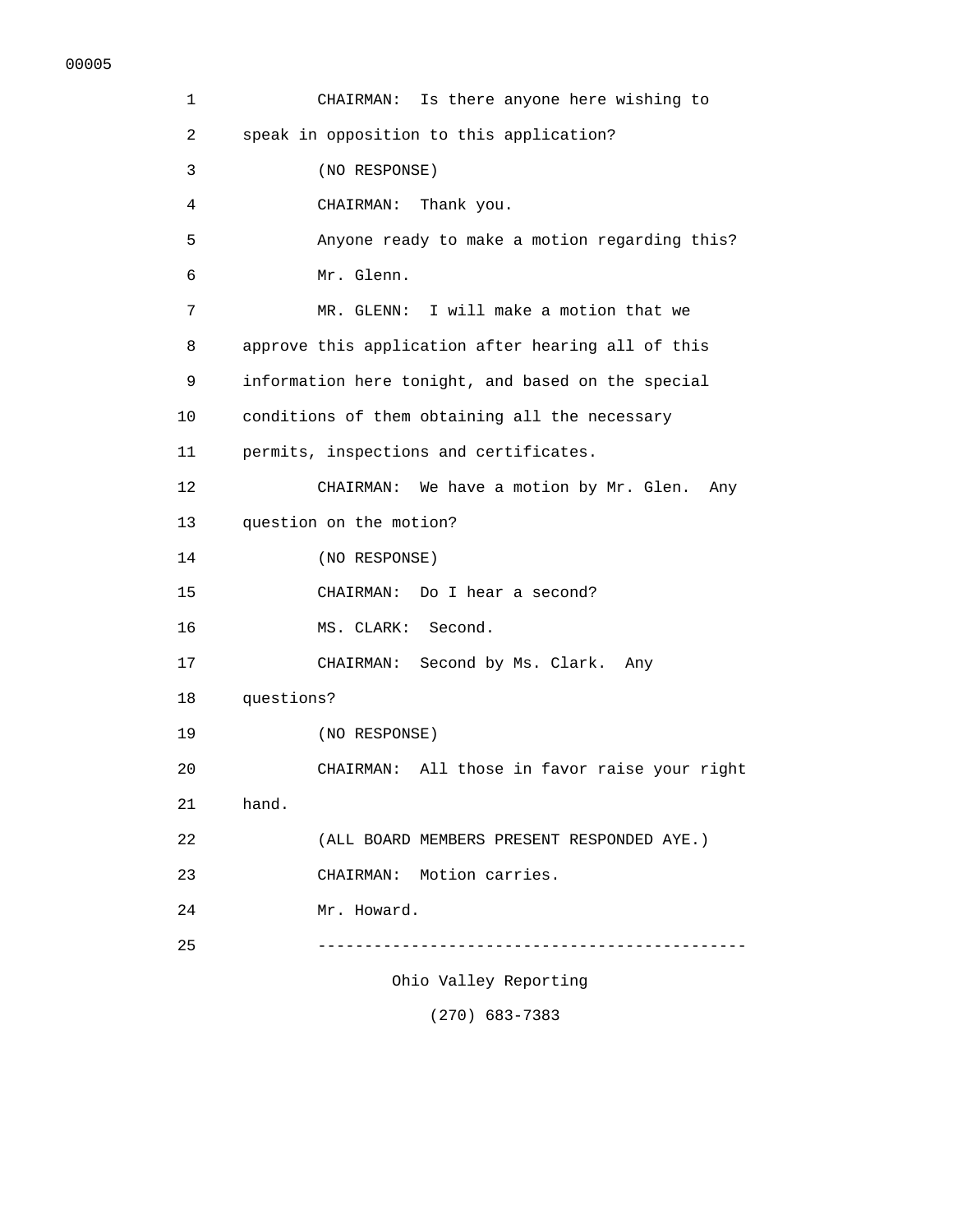CHAIRMAN: Is there anyone here wishing to speak in opposition to this application?

(NO RESPONSE)

CHAIRMAN: Thank you.

Anyone ready to make a motion regarding this?

Mr. Glenn.

MR. GLENN: I will make a motion that we approve this application after hearing all of this information here tonight, and based on the special conditions of them obtaining all the necessary permits, inspections and certificates.

CHAIRMAN: We have a motion by Mr. Glen. Any question on the motion?

(NO RESPONSE)

CHAIRMAN: Do I hear a second?

MS. CLARK: Second.

CHAIRMAN: Second by Ms. Clark. Any questions?

(NO RESPONSE)

CHAIRMAN: All those in favor raise your right hand.

(ALL BOARD MEMBERS PRESENT RESPONDED AYE.)

CHAIRMAN: Motion carries.

Mr. Howard.

---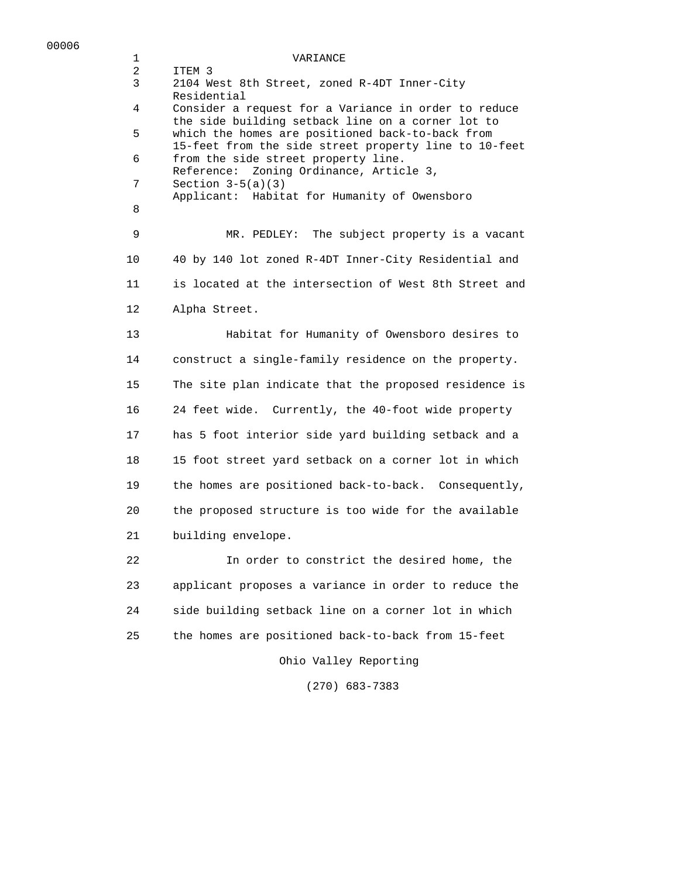00006

1 VARIANCE

2 ITEM 3

3 2104 West 8th Street, zoned R-4DT Inner-City Residential

4 Consider a request for a Variance in order to reduce the side building setback line on a corner lot to

5 which the homes are positioned back-to-back from 15-feet from the side street property line to 10-feet

6 from the side street property line. Reference: Zoning Ordinance, Article 3,

7 Section 3-5(a)(3) Applicant: Habitat for Humanity of Owensboro

8

9 MR. PEDLEY: The subject property is a vacant

10 40 by 140 lot zoned R-4DT Inner-City Residential and

11 is located at the intersection of West 8th Street and

12 Alpha Street.

13 Habitat for Humanity of Owensboro desires to

14 construct a single-family residence on the property.

15 The site plan indicate that the proposed residence is

16 24 feet wide. Currently, the 40-foot wide property

17 has 5 foot interior side yard building setback and a

18 15 foot street yard setback on a corner lot in which

19 the homes are positioned back-to-back. Consequently,

20 the proposed structure is too wide for the available

21 building envelope.

22 In order to constrict the desired home, the

23 applicant proposes a variance in order to reduce the

24 side building setback line on a corner lot in which

25 the homes are positioned back-to-back from 15-feet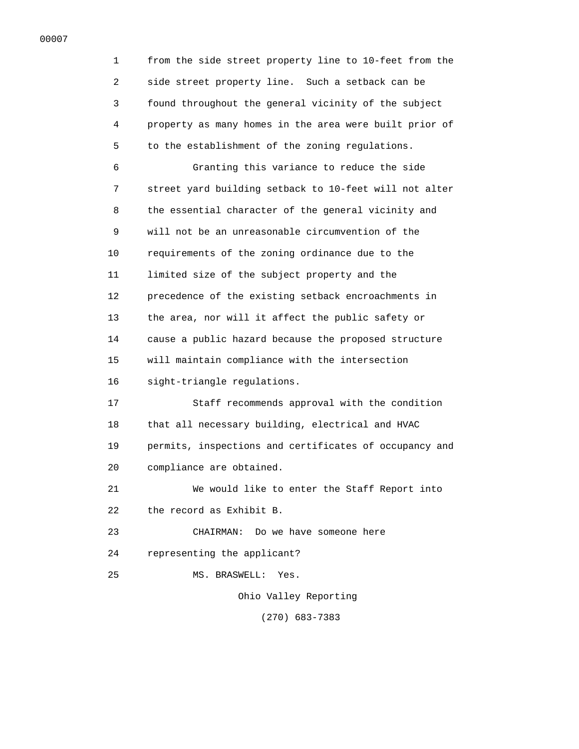from the side street property line to 10-feet from the side street property line. Such a setback can be found throughout the general vicinity of the subject property as many homes in the area were built prior of to the establishment of the zoning regulations.

Granting this variance to reduce the side street yard building setback to 10-feet will not alter the essential character of the general vicinity and will not be an unreasonable circumvention of the requirements of the zoning ordinance due to the limited size of the subject property and the precedence of the existing setback encroachments in the area, nor will it affect the public safety or cause a public hazard because the proposed structure will maintain compliance with the intersection sight-triangle regulations.

Staff recommends approval with the condition that all necessary building, electrical and HVAC permits, inspections and certificates of occupancy and compliance are obtained.

We would like to enter the Staff Report into the record as Exhibit B.

CHAIRMAN: Do we have someone here representing the applicant?

MS. BRASWELL: Yes.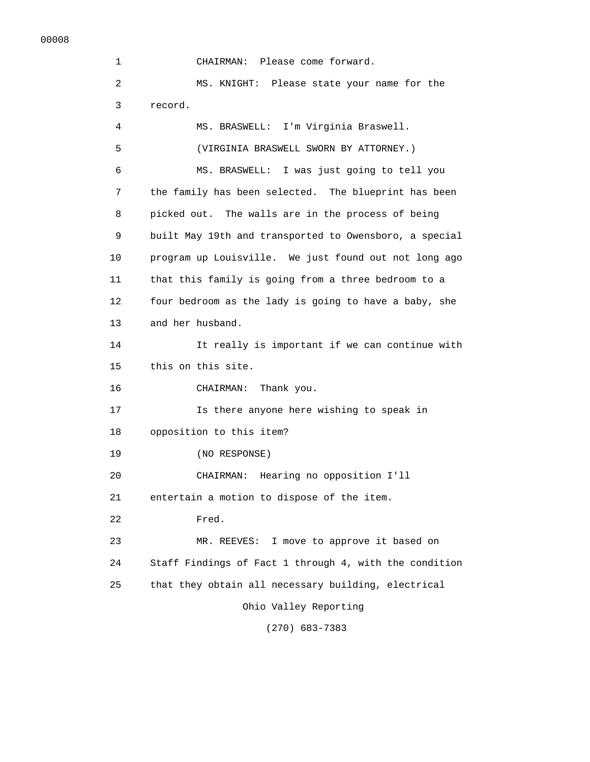CHAIRMAN: Please come forward.

MS. KNIGHT: Please state your name for the record.

MS. BRASWELL: I'm Virginia Braswell.

(VIRGINIA BRASWELL SWORN BY ATTORNEY.)

MS. BRASWELL: I was just going to tell you the family has been selected. The blueprint has been picked out. The walls are in the process of being built May 19th and transported to Owensboro, a special program up Louisville. We just found out not long ago that this family is going from a three bedroom to a four bedroom as the lady is going to have a baby, she and her husband.

It really is important if we can continue with this on this site.

CHAIRMAN: Thank you.

Is there anyone here wishing to speak in opposition to this item?

(NO RESPONSE)

CHAIRMAN: Hearing no opposition I'll entertain a motion to dispose of the item.

Fred.

MR. REEVES: I move to approve it based on Staff Findings of Fact 1 through 4, with the condition that they obtain all necessary building, electrical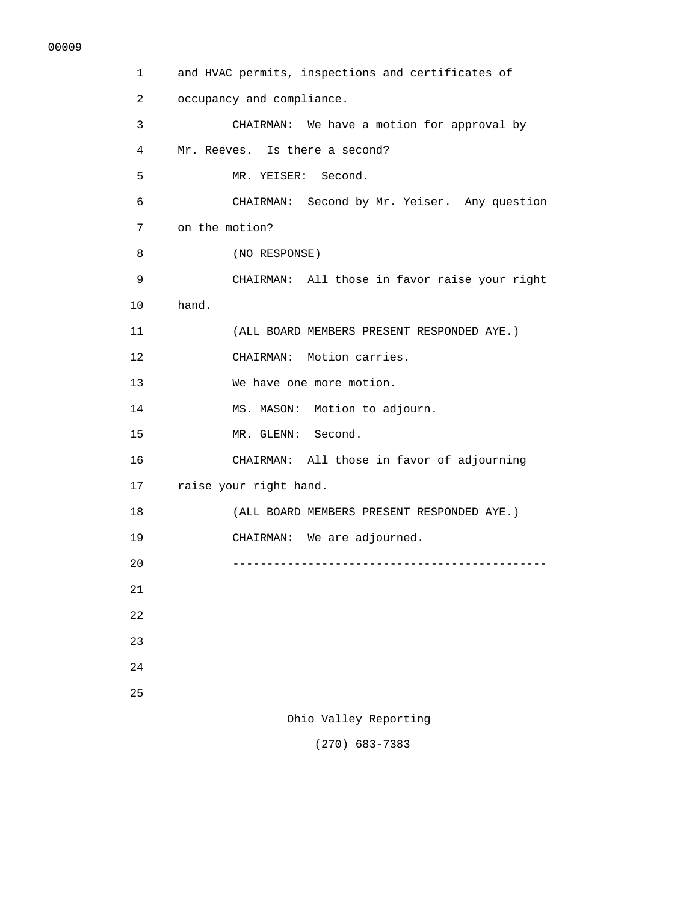and HVAC permits, inspections and certificates of occupancy and compliance.

CHAIRMAN: We have a motion for approval by Mr. Reeves. Is there a second?

MR. YEISER: Second.

CHAIRMAN: Second by Mr. Yeiser. Any question on the motion?

(NO RESPONSE)

CHAIRMAN: All those in favor raise your right hand.

(ALL BOARD MEMBERS PRESENT RESPONDED AYE.)

CHAIRMAN: Motion carries.

We have one more motion.

MS. MASON: Motion to adjourn.

MR. GLENN: Second.

CHAIRMAN: All those in favor of adjourning raise your right hand.

(ALL BOARD MEMBERS PRESENT RESPONDED AYE.)

CHAIRMAN: We are adjourned.

----------------------------------------------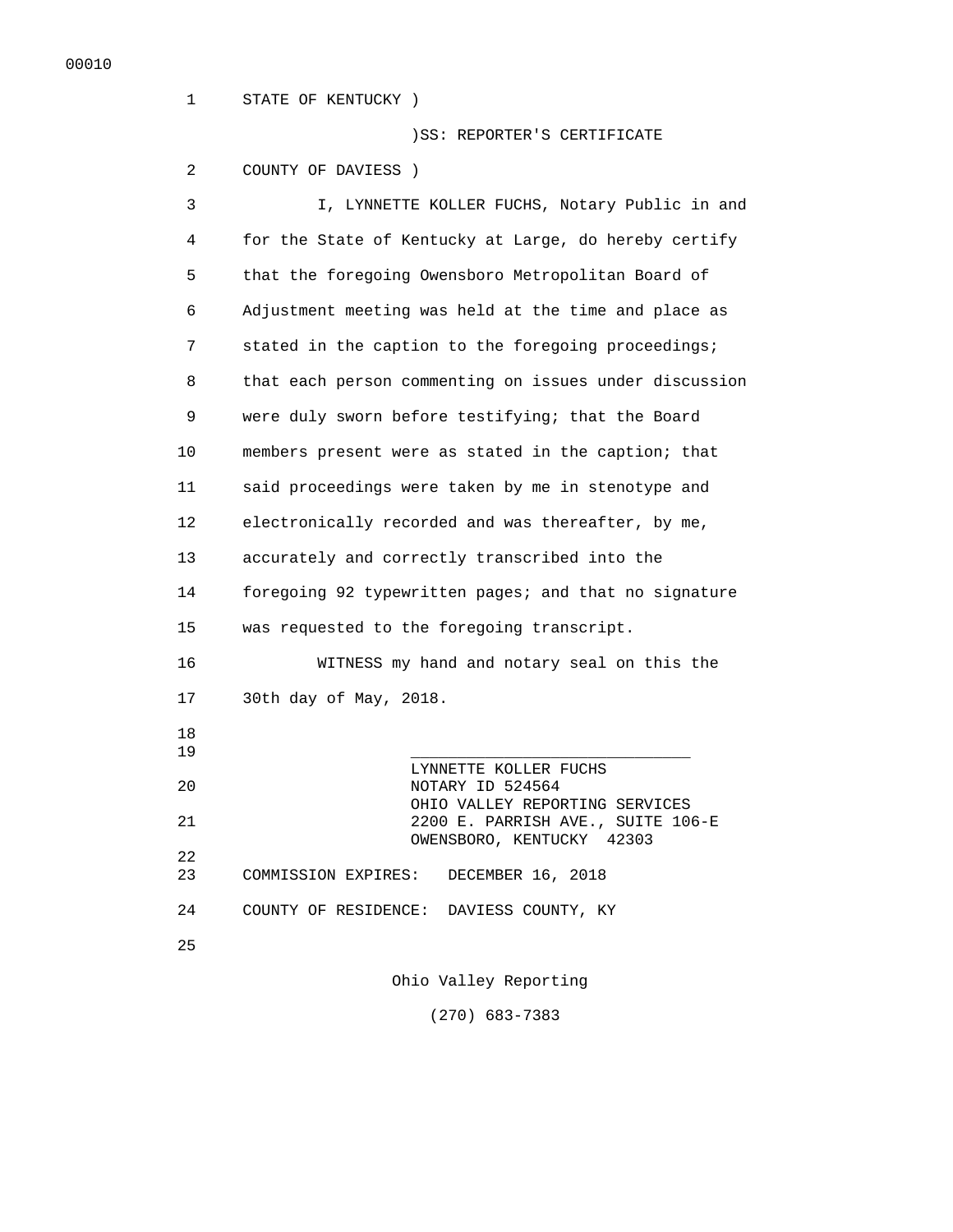STATE OF KENTUCKY )

)SS: REPORTER'S CERTIFICATE

COUNTY OF DAVIESS )

I, LYNNETTE KOLLER FUCHS, Notary Public in and for the State of Kentucky at Large, do hereby certify that the foregoing Owensboro Metropolitan Board of Adjustment meeting was held at the time and place as stated in the caption to the foregoing proceedings; that each person commenting on issues under discussion were duly sworn before testifying; that the Board members present were as stated in the caption; that said proceedings were taken by me in stenotype and electronically recorded and was thereafter, by me, accurately and correctly transcribed into the foregoing 92 typewritten pages; and that no signature was requested to the foregoing transcript.

WITNESS my hand and notary seal on this the 30th day of May, 2018.

______________________________

LYNNETTE KOLLER FUCHS
NOTARY ID 524564
OHIO VALLEY REPORTING SERVICES
2200 E. PARRISH AVE., SUITE 106-E
OWENSBORO, KENTUCKY 42303

COMMISSION EXPIRES: DECEMBER 16, 2018

COUNTY OF RESIDENCE: DAVIESS COUNTY, KY